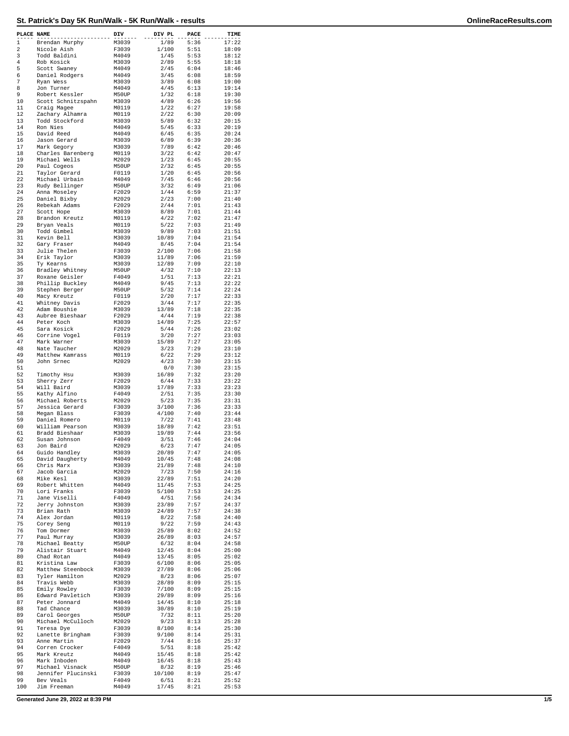# St. Patrick's Day 5K Run/Walk - 5K Run/Walk - results

| PLACE | NAME | DIV | DIV PL | PACE | TIME |
|---|---|---|---|---|---|
| 1 | Brendan Murphy | M3039 | 1/89 | 5:36 | 17:22 |
| 2 | Nicole Aish | F3039 | 1/100 | 5:51 | 18:09 |
| 3 | Todd Baldini | M4049 | 1/45 | 5:53 | 18:12 |
| 4 | Rob Kosick | M3039 | 2/89 | 5:55 | 18:18 |
| 5 | Scott Swaney | M4049 | 2/45 | 6:04 | 18:46 |
| 6 | Daniel Rodgers | M4049 | 3/45 | 6:08 | 18:59 |
| 7 | Ryan Wess | M3039 | 3/89 | 6:08 | 19:00 |
| 8 | Jon Turner | M4049 | 4/45 | 6:13 | 19:14 |
| 9 | Robert Kessler | M50UP | 1/32 | 6:18 | 19:30 |
| 10 | Scott Schnitzspahn | M3039 | 4/89 | 6:26 | 19:56 |
| 11 | Craig Magee | M0119 | 1/22 | 6:27 | 19:58 |
| 12 | Zachary Alhamra | M0119 | 2/22 | 6:30 | 20:09 |
| 13 | Todd Stockford | M3039 | 5/89 | 6:32 | 20:15 |
| 14 | Ron Nies | M4049 | 5/45 | 6:33 | 20:19 |
| 15 | David Reed | M4049 | 6/45 | 6:35 | 20:24 |
| 16 | Jason Gerard | M3039 | 6/89 | 6:39 | 20:36 |
| 17 | Mark Gegory | M3039 | 7/89 | 6:42 | 20:46 |
| 18 | Charles Barenberg | M0119 | 3/22 | 6:42 | 20:47 |
| 19 | Michael Wells | M2029 | 1/23 | 6:45 | 20:55 |
| 20 | Paul Cogeos | M50UP | 2/32 | 6:45 | 20:55 |
| 21 | Taylor Gerard | F0119 | 1/20 | 6:45 | 20:56 |
| 22 | Michael Urbain | M4049 | 7/45 | 6:46 | 20:56 |
| 23 | Rudy Bellinger | M50UP | 3/32 | 6:49 | 21:06 |
| 24 | Anna Moseley | F2029 | 1/44 | 6:59 | 21:37 |
| 25 | Daniel Bixby | M2029 | 2/23 | 7:00 | 21:40 |
| 26 | Rebekah Adams | F2029 | 2/44 | 7:01 | 21:43 |
| 27 | Scott Hope | M3039 | 8/89 | 7:01 | 21:44 |
| 28 | Brandon Kreutz | M0119 | 4/22 | 7:02 | 21:47 |
| 29 | Bryan Veals | M0119 | 5/22 | 7:03 | 21:49 |
| 30 | Todd Gimbel | M3039 | 9/89 | 7:03 | 21:51 |
| 31 | Kevin Bell | M3039 | 10/89 | 7:04 | 21:54 |
| 32 | Gary Fraser | M4049 | 8/45 | 7:04 | 21:54 |
| 33 | Julie Thelen | F3039 | 2/100 | 7:06 | 21:58 |
| 34 | Erik Taylor | M3039 | 11/89 | 7:06 | 21:59 |
| 35 | Ty Kearns | M3039 | 12/89 | 7:09 | 22:10 |
| 36 | Bradley Whitney | M50UP | 4/32 | 7:10 | 22:13 |
| 37 | Roxane Geisler | F4049 | 1/51 | 7:13 | 22:21 |
| 38 | Phillip Buckley | M4049 | 9/45 | 7:13 | 22:22 |
| 39 | Stephen Berger | M50UP | 5/32 | 7:14 | 22:24 |
| 40 | Macy Kreutz | F0119 | 2/20 | 7:17 | 22:33 |
| 41 | Whitney Davis | F2029 | 3/44 | 7:17 | 22:35 |
| 42 | Adam Boushie | M3039 | 13/89 | 7:18 | 22:35 |
| 43 | Aubree Bieshaar | F2029 | 4/44 | 7:19 | 22:38 |
| 44 | Peter Koch | M3039 | 14/89 | 7:25 | 22:57 |
| 45 | Sara Kosick | F2029 | 5/44 | 7:26 | 23:02 |
| 46 | Corrine Vogel | F0119 | 3/20 | 7:27 | 23:03 |
| 47 | Mark Warner | M3039 | 15/89 | 7:27 | 23:05 |
| 48 | Nate Taucher | M2029 | 3/23 | 7:29 | 23:10 |
| 49 | Matthew Kamrass | M0119 | 6/22 | 7:29 | 23:12 |
| 50 | John Srnec | M2029 | 4/23 | 7:30 | 23:15 |
| 51 | | | 0/0 | 7:30 | 23:15 |
| 52 | Timothy Hsu | M3039 | 16/89 | 7:32 | 23:20 |
| 53 | Sherry Zerr | F2029 | 6/44 | 7:33 | 23:22 |
| 54 | Will Baird | M3039 | 17/89 | 7:33 | 23:23 |
| 55 | Kathy Alfino | F4049 | 2/51 | 7:35 | 23:30 |
| 56 | Michael Roberts | M2029 | 5/23 | 7:35 | 23:31 |
| 57 | Jessica Gerard | F3039 | 3/100 | 7:36 | 23:33 |
| 58 | Megan Blass | F3039 | 4/100 | 7:40 | 23:44 |
| 59 | Daniel Romero | M0119 | 7/22 | 7:41 | 23:48 |
| 60 | William Pearson | M3039 | 18/89 | 7:42 | 23:51 |
| 61 | Bradd Bieshaar | M3039 | 19/89 | 7:44 | 23:56 |
| 62 | Susan Johnson | F4049 | 3/51 | 7:46 | 24:04 |
| 63 | Jon Baird | M2029 | 6/23 | 7:47 | 24:05 |
| 64 | Guido Handley | M3039 | 20/89 | 7:47 | 24:05 |
| 65 | David Daugherty | M4049 | 10/45 | 7:48 | 24:08 |
| 66 | Chris Marx | M3039 | 21/89 | 7:48 | 24:10 |
| 67 | Jacob Garcia | M2029 | 7/23 | 7:50 | 24:16 |
| 68 | Mike Kesl | M3039 | 22/89 | 7:51 | 24:20 |
| 69 | Robert Whitten | M4049 | 11/45 | 7:53 | 24:25 |
| 70 | Lori Franks | F3039 | 5/100 | 7:53 | 24:25 |
| 71 | Jane Viselli | F4049 | 4/51 | 7:56 | 24:34 |
| 72 | Jerry Johnston | M3039 | 23/89 | 7:57 | 24:37 |
| 73 | Brian Rath | M3039 | 24/89 | 7:57 | 24:38 |
| 74 | Alex Jordan | M0119 | 8/22 | 7:58 | 24:40 |
| 75 | Corey Seng | M0119 | 9/22 | 7:59 | 24:43 |
| 76 | Tom Dormer | M3039 | 25/89 | 8:02 | 24:52 |
| 77 | Paul Murray | M3039 | 26/89 | 8:03 | 24:57 |
| 78 | Michael Beatty | M50UP | 6/32 | 8:04 | 24:58 |
| 79 | Alistair Stuart | M4049 | 12/45 | 8:04 | 25:00 |
| 80 | Chad Rotan | M4049 | 13/45 | 8:05 | 25:02 |
| 81 | Kristina Law | F3039 | 6/100 | 8:06 | 25:05 |
| 82 | Matthew Steenbock | M3039 | 27/89 | 8:06 | 25:06 |
| 83 | Tyler Hamilton | M2029 | 8/23 | 8:06 | 25:07 |
| 84 | Travis Webb | M3039 | 28/89 | 8:09 | 25:15 |
| 85 | Emily Rowley | F3039 | 7/100 | 8:09 | 25:15 |
| 86 | Edward Pavletich | M3039 | 29/89 | 8:09 | 25:16 |
| 87 | Peter Jonnard | M4049 | 14/45 | 8:10 | 25:18 |
| 88 | Tad Chance | M3039 | 30/89 | 8:10 | 25:19 |
| 89 | Carol Georges | M50UP | 7/32 | 8:11 | 25:20 |
| 90 | Michael McCulloch | M2029 | 9/23 | 8:13 | 25:28 |
| 91 | Teresa Dye | F3039 | 8/100 | 8:14 | 25:30 |
| 92 | Lanette Bringham | F3039 | 9/100 | 8:14 | 25:31 |
| 93 | Anne Martin | F2029 | 7/44 | 8:16 | 25:37 |
| 94 | Corren Crocker | F4049 | 5/51 | 8:18 | 25:42 |
| 95 | Mark Kreutz | M4049 | 15/45 | 8:18 | 25:42 |
| 96 | Mark Inboden | M4049 | 16/45 | 8:18 | 25:43 |
| 97 | Michael Visnack | M50UP | 8/32 | 8:19 | 25:46 |
| 98 | Jennifer Plucinski | F3039 | 10/100 | 8:19 | 25:47 |
| 99 | Bev Veals | F4049 | 6/51 | 8:21 | 25:52 |
| 100 | Jim Freeman | M4049 | 17/45 | 8:21 | 25:53 |

Generated June 29, 2022 at 8:39 PM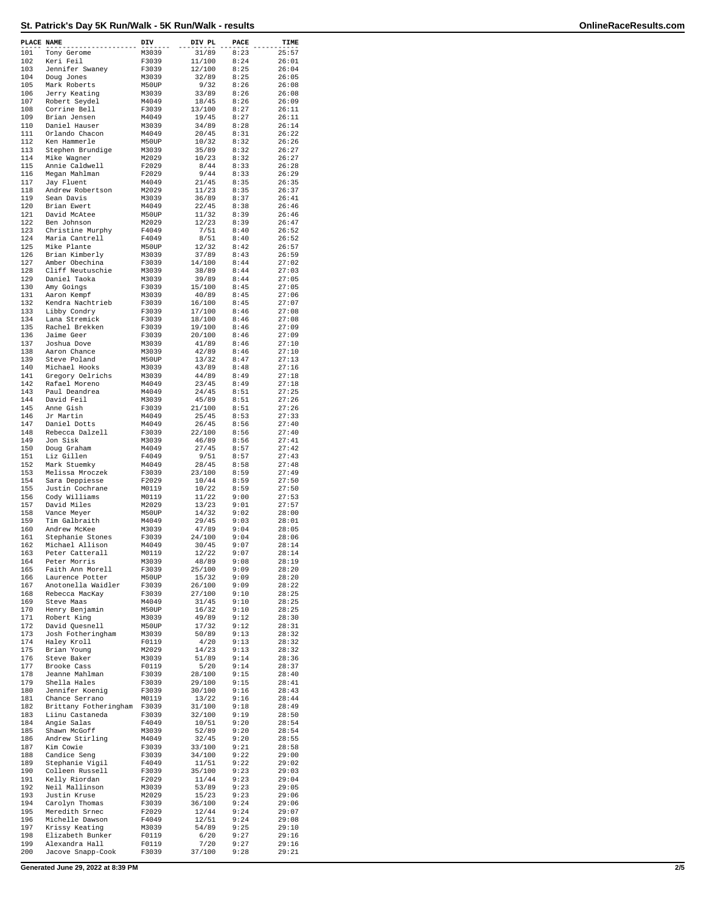# St. Patrick's Day 5K Run/Walk - 5K Run/Walk - results

| PLACE | NAME | DIV | DIV PL | PACE | TIME |
|---|---|---|---|---|---|
| 101 | Tony Gerome | M3039 | 31/89 | 8:23 | 25:57 |
| 102 | Keri Feil | F3039 | 11/100 | 8:24 | 26:01 |
| 103 | Jennifer Swaney | F3039 | 12/100 | 8:25 | 26:04 |
| 104 | Doug Jones | M3039 | 32/89 | 8:25 | 26:05 |
| 105 | Mark Roberts | M50UP | 9/32 | 8:26 | 26:08 |
| 106 | Jerry Keating | M3039 | 33/89 | 8:26 | 26:08 |
| 107 | Robert Seydel | M4049 | 18/45 | 8:26 | 26:09 |
| 108 | Corrine Bell | F3039 | 13/100 | 8:27 | 26:11 |
| 109 | Brian Jensen | M4049 | 19/45 | 8:27 | 26:11 |
| 110 | Daniel Hauser | M3039 | 34/89 | 8:28 | 26:14 |
| 111 | Orlando Chacon | M4049 | 20/45 | 8:31 | 26:22 |
| 112 | Ken Hammerle | M50UP | 10/32 | 8:32 | 26:26 |
| 113 | Stephen Brundige | M3039 | 35/89 | 8:32 | 26:27 |
| 114 | Mike Wagner | M2029 | 10/23 | 8:32 | 26:27 |
| 115 | Annie Caldwell | F2029 | 8/44 | 8:33 | 26:28 |
| 116 | Megan Mahlman | F2029 | 9/44 | 8:33 | 26:29 |
| 117 | Jay Fluent | M4049 | 21/45 | 8:35 | 26:35 |
| 118 | Andrew Robertson | M2029 | 11/23 | 8:35 | 26:37 |
| 119 | Sean Davis | M3039 | 36/89 | 8:37 | 26:41 |
| 120 | Brian Ewert | M4049 | 22/45 | 8:38 | 26:46 |
| 121 | David McAtee | M50UP | 11/32 | 8:39 | 26:46 |
| 122 | Ben Johnson | M2029 | 12/23 | 8:39 | 26:47 |
| 123 | Christine Murphy | F4049 | 7/51 | 8:40 | 26:52 |
| 124 | Maria Cantrell | F4049 | 8/51 | 8:40 | 26:52 |
| 125 | Mike Plante | M50UP | 12/32 | 8:42 | 26:57 |
| 126 | Brian Kimberly | M3039 | 37/89 | 8:43 | 26:59 |
| 127 | Amber Obechina | F3039 | 14/100 | 8:44 | 27:02 |
| 128 | Cliff Neutuschie | M3039 | 38/89 | 8:44 | 27:03 |
| 129 | Daniel Taoka | M3039 | 39/89 | 8:44 | 27:05 |
| 130 | Amy Goings | F3039 | 15/100 | 8:45 | 27:05 |
| 131 | Aaron Kempf | M3039 | 40/89 | 8:45 | 27:06 |
| 132 | Kendra Nachtrieb | F3039 | 16/100 | 8:45 | 27:07 |
| 133 | Libby Condry | F3039 | 17/100 | 8:46 | 27:08 |
| 134 | Lana Stremick | F3039 | 18/100 | 8:46 | 27:08 |
| 135 | Rachel Brekken | F3039 | 19/100 | 8:46 | 27:09 |
| 136 | Jaime Geer | F3039 | 20/100 | 8:46 | 27:09 |
| 137 | Joshua Dove | M3039 | 41/89 | 8:46 | 27:10 |
| 138 | Aaron Chance | M3039 | 42/89 | 8:46 | 27:10 |
| 139 | Steve Poland | M50UP | 13/32 | 8:47 | 27:13 |
| 140 | Michael Hooks | M3039 | 43/89 | 8:48 | 27:16 |
| 141 | Gregory Oelrichs | M3039 | 44/89 | 8:49 | 27:18 |
| 142 | Rafael Moreno | M4049 | 23/45 | 8:49 | 27:18 |
| 143 | Paul Deandrea | M4049 | 24/45 | 8:51 | 27:25 |
| 144 | David Feil | M3039 | 45/89 | 8:51 | 27:26 |
| 145 | Anne Gish | F3039 | 21/100 | 8:51 | 27:26 |
| 146 | Jr Martin | M4049 | 25/45 | 8:53 | 27:33 |
| 147 | Daniel Dotts | M4049 | 26/45 | 8:56 | 27:40 |
| 148 | Rebecca Dalzell | F3039 | 22/100 | 8:56 | 27:40 |
| 149 | Jon Sisk | M3039 | 46/89 | 8:56 | 27:41 |
| 150 | Doug Graham | M4049 | 27/45 | 8:57 | 27:42 |
| 151 | Liz Gillen | F4049 | 9/51 | 8:57 | 27:43 |
| 152 | Mark Stuemky | M4049 | 28/45 | 8:58 | 27:48 |
| 153 | Melissa Mroczek | F3039 | 23/100 | 8:59 | 27:49 |
| 154 | Sara Deppiesse | F2029 | 10/44 | 8:59 | 27:50 |
| 155 | Justin Cochrane | M0119 | 10/22 | 8:59 | 27:50 |
| 156 | Cody Williams | M0119 | 11/22 | 9:00 | 27:53 |
| 157 | David Miles | M2029 | 13/23 | 9:01 | 27:57 |
| 158 | Vance Meyer | M50UP | 14/32 | 9:02 | 28:00 |
| 159 | Tim Galbraith | M4049 | 29/45 | 9:03 | 28:01 |
| 160 | Andrew McKee | M3039 | 47/89 | 9:04 | 28:05 |
| 161 | Stephanie Stones | F3039 | 24/100 | 9:04 | 28:06 |
| 162 | Michael Allison | M4049 | 30/45 | 9:07 | 28:14 |
| 163 | Peter Catterall | M0119 | 12/22 | 9:07 | 28:14 |
| 164 | Peter Morris | M3039 | 48/89 | 9:08 | 28:19 |
| 165 | Faith Ann Morell | F3039 | 25/100 | 9:09 | 28:20 |
| 166 | Laurence Potter | M50UP | 15/32 | 9:09 | 28:20 |
| 167 | Anotonella Waidler | F3039 | 26/100 | 9:09 | 28:22 |
| 168 | Rebecca MacKay | F3039 | 27/100 | 9:10 | 28:25 |
| 169 | Steve Maas | M4049 | 31/45 | 9:10 | 28:25 |
| 170 | Henry Benjamin | M50UP | 16/32 | 9:10 | 28:25 |
| 171 | Robert King | M3039 | 49/89 | 9:12 | 28:30 |
| 172 | David Quesnell | M50UP | 17/32 | 9:12 | 28:31 |
| 173 | Josh Fotheringham | M3039 | 50/89 | 9:13 | 28:32 |
| 174 | Haley Kroll | F0119 | 4/20 | 9:13 | 28:32 |
| 175 | Brian Young | M2029 | 14/23 | 9:13 | 28:32 |
| 176 | Steve Baker | M3039 | 51/89 | 9:14 | 28:36 |
| 177 | Brooke Cass | F0119 | 5/20 | 9:14 | 28:37 |
| 178 | Jeanne Mahlman | F3039 | 28/100 | 9:15 | 28:40 |
| 179 | Shella Hales | F3039 | 29/100 | 9:15 | 28:41 |
| 180 | Jennifer Koenig | F3039 | 30/100 | 9:16 | 28:43 |
| 181 | Chance Serrano | M0119 | 13/22 | 9:16 | 28:44 |
| 182 | Brittany Fotheringham | F3039 | 31/100 | 9:18 | 28:49 |
| 183 | Liinu Castaneda | F3039 | 32/100 | 9:19 | 28:50 |
| 184 | Angie Salas | F4049 | 10/51 | 9:20 | 28:54 |
| 185 | Shawn McGoff | M3039 | 52/89 | 9:20 | 28:54 |
| 186 | Andrew Stirling | M4049 | 32/45 | 9:20 | 28:55 |
| 187 | Kim Cowie | F3039 | 33/100 | 9:21 | 28:58 |
| 188 | Candice Seng | F3039 | 34/100 | 9:22 | 29:00 |
| 189 | Stephanie Vigil | F4049 | 11/51 | 9:22 | 29:02 |
| 190 | Colleen Russell | F3039 | 35/100 | 9:23 | 29:03 |
| 191 | Kelly Riordan | F2029 | 11/44 | 9:23 | 29:04 |
| 192 | Neil Mallinson | M3039 | 53/89 | 9:23 | 29:05 |
| 193 | Justin Kruse | M2029 | 15/23 | 9:23 | 29:06 |
| 194 | Carolyn Thomas | F3039 | 36/100 | 9:24 | 29:06 |
| 195 | Meredith Srnec | F2029 | 12/44 | 9:24 | 29:07 |
| 196 | Michelle Dawson | F4049 | 12/51 | 9:24 | 29:08 |
| 197 | Krissy Keating | M3039 | 54/89 | 9:25 | 29:10 |
| 198 | Elizabeth Bunker | F0119 | 6/20 | 9:27 | 29:16 |
| 199 | Alexandra Hall | F0119 | 7/20 | 9:27 | 29:16 |
| 200 | Jacove Snapp-Cook | F3039 | 37/100 | 9:28 | 29:21 |

Generated June 29, 2022 at 8:39 PM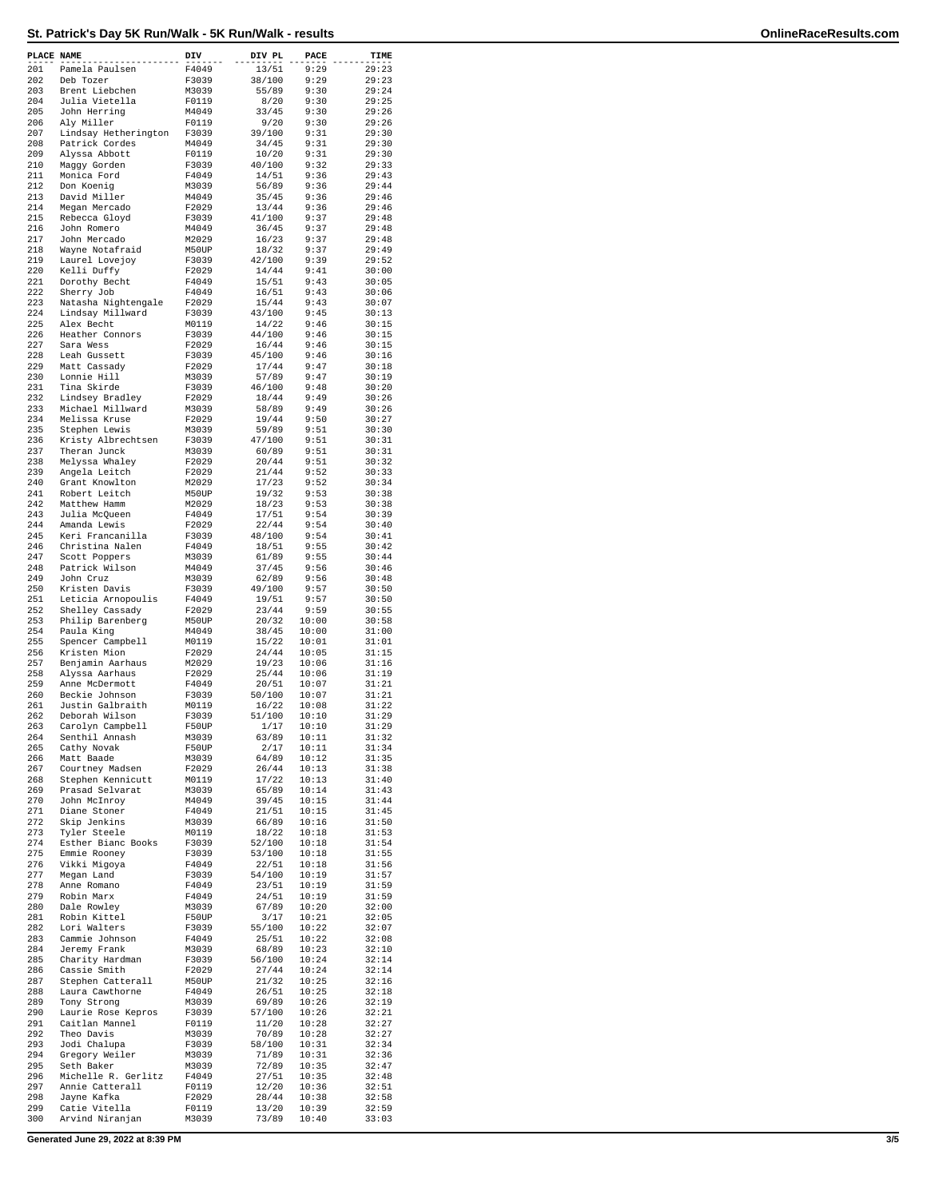# St. Patrick's Day 5K Run/Walk - 5K Run/Walk - results

| PLACE | NAME | DIV | DIV PL | PACE | TIME |
|---|---|---|---|---|---|
| 201 | Pamela Paulsen | F4049 | 13/51 | 9:29 | 29:23 |
| 202 | Deb Tozer | F3039 | 38/100 | 9:29 | 29:23 |
| 203 | Brent Liebchen | M3039 | 55/89 | 9:30 | 29:24 |
| 204 | Julia Vietella | F0119 | 8/20 | 9:30 | 29:25 |
| 205 | John Herring | M4049 | 33/45 | 9:30 | 29:26 |
| 206 | Aly Miller | F0119 | 9/20 | 9:30 | 29:26 |
| 207 | Lindsay Hetherington | F3039 | 39/100 | 9:31 | 29:30 |
| 208 | Patrick Cordes | M4049 | 34/45 | 9:31 | 29:30 |
| 209 | Alyssa Abbott | F0119 | 10/20 | 9:31 | 29:30 |
| 210 | Maggy Gorden | F3039 | 40/100 | 9:32 | 29:33 |
| 211 | Monica Ford | F4049 | 14/51 | 9:36 | 29:43 |
| 212 | Don Koenig | M3039 | 56/89 | 9:36 | 29:44 |
| 213 | David Miller | M4049 | 35/45 | 9:36 | 29:46 |
| 214 | Megan Mercado | F2029 | 13/44 | 9:36 | 29:46 |
| 215 | Rebecca Gloyd | F3039 | 41/100 | 9:37 | 29:48 |
| 216 | John Romero | M4049 | 36/45 | 9:37 | 29:48 |
| 217 | John Mercado | M2029 | 16/23 | 9:37 | 29:48 |
| 218 | Wayne Notafraid | M50UP | 18/32 | 9:37 | 29:49 |
| 219 | Laurel Lovejoy | F3039 | 42/100 | 9:39 | 29:52 |
| 220 | Kelli Duffy | F2029 | 14/44 | 9:41 | 30:00 |
| 221 | Dorothy Becht | F4049 | 15/51 | 9:43 | 30:05 |
| 222 | Sherry Job | F4049 | 16/51 | 9:43 | 30:06 |
| 223 | Natasha Nightengale | F2029 | 15/44 | 9:43 | 30:07 |
| 224 | Lindsay Millward | F3039 | 43/100 | 9:45 | 30:13 |
| 225 | Alex Becht | M0119 | 14/22 | 9:46 | 30:15 |
| 226 | Heather Connors | F3039 | 44/100 | 9:46 | 30:15 |
| 227 | Sara Wess | F2029 | 16/44 | 9:46 | 30:15 |
| 228 | Leah Gussett | F3039 | 45/100 | 9:46 | 30:16 |
| 229 | Matt Cassady | F2029 | 17/44 | 9:47 | 30:18 |
| 230 | Lonnie Hill | M3039 | 57/89 | 9:47 | 30:19 |
| 231 | Tina Skirde | F3039 | 46/100 | 9:48 | 30:20 |
| 232 | Lindsey Bradley | F2029 | 18/44 | 9:49 | 30:26 |
| 233 | Michael Millward | M3039 | 58/89 | 9:49 | 30:26 |
| 234 | Melissa Kruse | F2029 | 19/44 | 9:50 | 30:27 |
| 235 | Stephen Lewis | M3039 | 59/89 | 9:51 | 30:30 |
| 236 | Kristy Albrechtsen | F3039 | 47/100 | 9:51 | 30:31 |
| 237 | Theran Junck | M3039 | 60/89 | 9:51 | 30:31 |
| 238 | Melyssa Whaley | F2029 | 20/44 | 9:51 | 30:32 |
| 239 | Angela Leitch | F2029 | 21/44 | 9:52 | 30:33 |
| 240 | Grant Knowlton | M2029 | 17/23 | 9:52 | 30:34 |
| 241 | Robert Leitch | M50UP | 19/32 | 9:53 | 30:38 |
| 242 | Matthew Hamm | M2029 | 18/23 | 9:53 | 30:38 |
| 243 | Julia McQueen | F4049 | 17/51 | 9:54 | 30:39 |
| 244 | Amanda Lewis | F2029 | 22/44 | 9:54 | 30:40 |
| 245 | Keri Francanilla | F3039 | 48/100 | 9:54 | 30:41 |
| 246 | Christina Nalen | F4049 | 18/51 | 9:55 | 30:42 |
| 247 | Scott Poppers | M3039 | 61/89 | 9:55 | 30:44 |
| 248 | Patrick Wilson | M4049 | 37/45 | 9:56 | 30:46 |
| 249 | John Cruz | M3039 | 62/89 | 9:56 | 30:48 |
| 250 | Kristen Davis | F3039 | 49/100 | 9:57 | 30:50 |
| 251 | Leticia Arnopoulis | F4049 | 19/51 | 9:57 | 30:50 |
| 252 | Shelley Cassady | F2029 | 23/44 | 9:59 | 30:55 |
| 253 | Philip Barenberg | M50UP | 20/32 | 10:00 | 30:58 |
| 254 | Paula King | M4049 | 38/45 | 10:00 | 31:00 |
| 255 | Spencer Campbell | M0119 | 15/22 | 10:01 | 31:01 |
| 256 | Kristen Mion | F2029 | 24/44 | 10:05 | 31:15 |
| 257 | Benjamin Aarhaus | M2029 | 19/23 | 10:06 | 31:16 |
| 258 | Alyssa Aarhaus | F2029 | 25/44 | 10:06 | 31:19 |
| 259 | Anne McDermott | F4049 | 20/51 | 10:07 | 31:21 |
| 260 | Beckie Johnson | F3039 | 50/100 | 10:07 | 31:21 |
| 261 | Justin Galbraith | M0119 | 16/22 | 10:08 | 31:22 |
| 262 | Deborah Wilson | F3039 | 51/100 | 10:10 | 31:29 |
| 263 | Carolyn Campbell | F50UP | 1/17 | 10:10 | 31:29 |
| 264 | Senthil Annash | M3039 | 63/89 | 10:11 | 31:32 |
| 265 | Cathy Novak | F50UP | 2/17 | 10:11 | 31:34 |
| 266 | Matt Baade | M3039 | 64/89 | 10:12 | 31:35 |
| 267 | Courtney Madsen | F2029 | 26/44 | 10:13 | 31:38 |
| 268 | Stephen Kennicutt | M0119 | 17/22 | 10:13 | 31:40 |
| 269 | Prasad Selvarat | M3039 | 65/89 | 10:14 | 31:43 |
| 270 | John McInroy | M4049 | 39/45 | 10:15 | 31:44 |
| 271 | Diane Stoner | F4049 | 21/51 | 10:15 | 31:45 |
| 272 | Skip Jenkins | M3039 | 66/89 | 10:16 | 31:50 |
| 273 | Tyler Steele | M0119 | 18/22 | 10:18 | 31:53 |
| 274 | Esther Bianc Books | F3039 | 52/100 | 10:18 | 31:54 |
| 275 | Emmie Rooney | F3039 | 53/100 | 10:18 | 31:55 |
| 276 | Vikki Migoya | F4049 | 22/51 | 10:18 | 31:56 |
| 277 | Megan Land | F3039 | 54/100 | 10:19 | 31:57 |
| 278 | Anne Romano | F4049 | 23/51 | 10:19 | 31:59 |
| 279 | Robin Marx | F4049 | 24/51 | 10:19 | 31:59 |
| 280 | Dale Rowley | M3039 | 67/89 | 10:20 | 32:00 |
| 281 | Robin Kittel | F50UP | 3/17 | 10:21 | 32:05 |
| 282 | Lori Walters | F3039 | 55/100 | 10:22 | 32:07 |
| 283 | Cammie Johnson | F4049 | 25/51 | 10:22 | 32:08 |
| 284 | Jeremy Frank | M3039 | 68/89 | 10:23 | 32:10 |
| 285 | Charity Hardman | F3039 | 56/100 | 10:24 | 32:14 |
| 286 | Cassie Smith | F2029 | 27/44 | 10:24 | 32:14 |
| 287 | Stephen Catterall | M50UP | 21/32 | 10:25 | 32:16 |
| 288 | Laura Cawthorne | F4049 | 26/51 | 10:25 | 32:18 |
| 289 | Tony Strong | M3039 | 69/89 | 10:26 | 32:19 |
| 290 | Laurie Rose Kepros | F3039 | 57/100 | 10:26 | 32:21 |
| 291 | Caitlan Mannel | F0119 | 11/20 | 10:28 | 32:27 |
| 292 | Theo Davis | M3039 | 70/89 | 10:28 | 32:27 |
| 293 | Jodi Chalupa | F3039 | 58/100 | 10:31 | 32:34 |
| 294 | Gregory Weiler | M3039 | 71/89 | 10:31 | 32:36 |
| 295 | Seth Baker | M3039 | 72/89 | 10:35 | 32:47 |
| 296 | Michelle R. Gerlitz | F4049 | 27/51 | 10:35 | 32:48 |
| 297 | Annie Catterall | F0119 | 12/20 | 10:36 | 32:51 |
| 298 | Jayne Kafka | F2029 | 28/44 | 10:38 | 32:58 |
| 299 | Catie Vitella | F0119 | 13/20 | 10:39 | 32:59 |
| 300 | Arvind Niranjan | M3039 | 73/89 | 10:40 | 33:03 |

Generated June 29, 2022 at 8:39 PM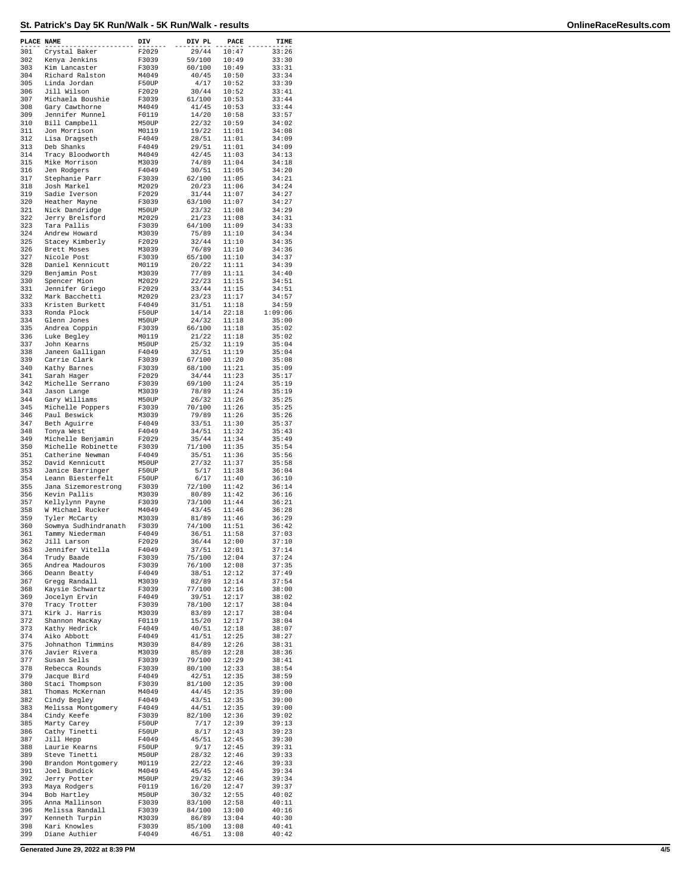# St. Patrick's Day 5K Run/Walk - 5K Run/Walk - results

| PLACE | NAME | DIV | DIV PL | PACE | TIME |
|---|---|---|---|---|---|
| 301 | Crystal Baker | F2029 | 29/44 | 10:47 | 33:26 |
| 302 | Kenya Jenkins | F3039 | 59/100 | 10:49 | 33:30 |
| 303 | Kim Lancaster | F3039 | 60/100 | 10:49 | 33:31 |
| 304 | Richard Ralston | M4049 | 40/45 | 10:50 | 33:34 |
| 305 | Linda Jordan | F50UP | 4/17 | 10:52 | 33:39 |
| 306 | Jill Wilson | F2029 | 30/44 | 10:52 | 33:41 |
| 307 | Michaela Boushie | F3039 | 61/100 | 10:53 | 33:44 |
| 308 | Gary Cawthorne | M4049 | 41/45 | 10:53 | 33:44 |
| 309 | Jennifer Munnel | F0119 | 14/20 | 10:58 | 33:57 |
| 310 | Bill Campbell | M50UP | 22/32 | 10:59 | 34:02 |
| 311 | Jon Morrison | M0119 | 19/22 | 11:01 | 34:08 |
| 312 | Lisa Dragseth | F4049 | 28/51 | 11:01 | 34:09 |
| 313 | Deb Shanks | F4049 | 29/51 | 11:01 | 34:09 |
| 314 | Tracy Bloodworth | M4049 | 42/45 | 11:03 | 34:13 |
| 315 | Mike Morrison | M3039 | 74/89 | 11:04 | 34:18 |
| 316 | Jen Rodgers | F4049 | 30/51 | 11:05 | 34:20 |
| 317 | Stephanie Parr | F3039 | 62/100 | 11:05 | 34:21 |
| 318 | Josh Markel | M2029 | 20/23 | 11:06 | 34:24 |
| 319 | Sadie Iverson | F2029 | 31/44 | 11:07 | 34:27 |
| 320 | Heather Mayne | F3039 | 63/100 | 11:07 | 34:27 |
| 321 | Nick Dandridge | M50UP | 23/32 | 11:08 | 34:29 |
| 322 | Jerry Brelsford | M2029 | 21/23 | 11:08 | 34:31 |
| 323 | Tara Pallis | F3039 | 64/100 | 11:09 | 34:33 |
| 324 | Andrew Howard | M3039 | 75/89 | 11:10 | 34:34 |
| 325 | Stacey Kimberly | F2029 | 32/44 | 11:10 | 34:35 |
| 326 | Brett Moses | M3039 | 76/89 | 11:10 | 34:36 |
| 327 | Nicole Post | F3039 | 65/100 | 11:10 | 34:37 |
| 328 | Daniel Kennicutt | M0119 | 20/22 | 11:11 | 34:39 |
| 329 | Benjamin Post | M3039 | 77/89 | 11:11 | 34:40 |
| 330 | Spencer Mion | M2029 | 22/23 | 11:15 | 34:51 |
| 331 | Jennifer Griego | F2029 | 33/44 | 11:15 | 34:51 |
| 332 | Mark Bacchetti | M2029 | 23/23 | 11:17 | 34:57 |
| 333 | Kristen Burkett | F4049 | 31/51 | 11:18 | 34:59 |
| 333 | Ronda Plock | F50UP | 14/14 | 22:18 | 1:09:06 |
| 334 | Glenn Jones | M50UP | 24/32 | 11:18 | 35:00 |
| 335 | Andrea Coppin | F3039 | 66/100 | 11:18 | 35:02 |
| 336 | Luke Begley | M0119 | 21/22 | 11:18 | 35:02 |
| 337 | John Kearns | M50UP | 25/32 | 11:19 | 35:04 |
| 338 | Janeen Galligan | F4049 | 32/51 | 11:19 | 35:04 |
| 339 | Carrie Clark | F3039 | 67/100 | 11:20 | 35:08 |
| 340 | Kathy Barnes | F3039 | 68/100 | 11:21 | 35:09 |
| 341 | Sarah Hager | F2029 | 34/44 | 11:23 | 35:17 |
| 342 | Michelle Serrano | F3039 | 69/100 | 11:24 | 35:19 |
| 343 | Jason Lange | M3039 | 78/89 | 11:24 | 35:19 |
| 344 | Gary Williams | M50UP | 26/32 | 11:26 | 35:25 |
| 345 | Michelle Poppers | F3039 | 70/100 | 11:26 | 35:25 |
| 346 | Paul Beswick | M3039 | 79/89 | 11:26 | 35:26 |
| 347 | Beth Aguirre | F4049 | 33/51 | 11:30 | 35:37 |
| 348 | Tonya West | F4049 | 34/51 | 11:32 | 35:43 |
| 349 | Michelle Benjamin | F2029 | 35/44 | 11:34 | 35:49 |
| 350 | Michelle Robinette | F3039 | 71/100 | 11:35 | 35:54 |
| 351 | Catherine Newman | F4049 | 35/51 | 11:36 | 35:56 |
| 352 | David Kennicutt | M50UP | 27/32 | 11:37 | 35:58 |
| 353 | Janice Barringer | F50UP | 5/17 | 11:38 | 36:04 |
| 354 | Leann Biesterfelt | F50UP | 6/17 | 11:40 | 36:10 |
| 355 | Jana Sizemorestrong | F3039 | 72/100 | 11:42 | 36:14 |
| 356 | Kevin Pallis | M3039 | 80/89 | 11:42 | 36:16 |
| 357 | Kellylynn Payne | F3039 | 73/100 | 11:44 | 36:21 |
| 358 | W Michael Rucker | M4049 | 43/45 | 11:46 | 36:28 |
| 359 | Tyler McCarty | M3039 | 81/89 | 11:46 | 36:29 |
| 360 | Sowmya Sudhindranath | F3039 | 74/100 | 11:51 | 36:42 |
| 361 | Tammy Niederman | F4049 | 36/51 | 11:58 | 37:03 |
| 362 | Jill Larson | F2029 | 36/44 | 12:00 | 37:10 |
| 363 | Jennifer Vitella | F4049 | 37/51 | 12:01 | 37:14 |
| 364 | Trudy Baade | F3039 | 75/100 | 12:04 | 37:24 |
| 365 | Andrea Madouros | F3039 | 76/100 | 12:08 | 37:35 |
| 366 | Deann Beatty | F4049 | 38/51 | 12:12 | 37:49 |
| 367 | Gregg Randall | M3039 | 82/89 | 12:14 | 37:54 |
| 368 | Kaysie Schwartz | F3039 | 77/100 | 12:16 | 38:00 |
| 369 | Jocelyn Ervin | F4049 | 39/51 | 12:17 | 38:02 |
| 370 | Tracy Trotter | F3039 | 78/100 | 12:17 | 38:04 |
| 371 | Kirk J. Harris | M3039 | 83/89 | 12:17 | 38:04 |
| 372 | Shannon MacKay | F0119 | 15/20 | 12:17 | 38:04 |
| 373 | Kathy Hedrick | F4049 | 40/51 | 12:18 | 38:07 |
| 374 | Aiko Abbott | F4049 | 41/51 | 12:25 | 38:27 |
| 375 | Johnathon Timmins | M3039 | 84/89 | 12:26 | 38:31 |
| 376 | Javier Rivera | M3039 | 85/89 | 12:28 | 38:36 |
| 377 | Susan Sells | F3039 | 79/100 | 12:29 | 38:41 |
| 378 | Rebecca Rounds | F3039 | 80/100 | 12:33 | 38:54 |
| 379 | Jacque Bird | F4049 | 42/51 | 12:35 | 38:59 |
| 380 | Staci Thompson | F3039 | 81/100 | 12:35 | 39:00 |
| 381 | Thomas McKernan | M4049 | 44/45 | 12:35 | 39:00 |
| 382 | Cindy Begley | F4049 | 43/51 | 12:35 | 39:00 |
| 383 | Melissa Montgomery | F4049 | 44/51 | 12:35 | 39:00 |
| 384 | Cindy Keefe | F3039 | 82/100 | 12:36 | 39:02 |
| 385 | Marty Carey | F50UP | 7/17 | 12:39 | 39:13 |
| 386 | Cathy Tinetti | F50UP | 8/17 | 12:43 | 39:23 |
| 387 | Jill Hepp | F4049 | 45/51 | 12:45 | 39:30 |
| 388 | Laurie Kearns | F50UP | 9/17 | 12:45 | 39:31 |
| 389 | Steve Tinetti | M50UP | 28/32 | 12:46 | 39:33 |
| 390 | Brandon Montgomery | M0119 | 22/22 | 12:46 | 39:33 |
| 391 | Joel Bundick | M4049 | 45/45 | 12:46 | 39:34 |
| 392 | Jerry Potter | M50UP | 29/32 | 12:46 | 39:34 |
| 393 | Maya Rodgers | F0119 | 16/20 | 12:47 | 39:37 |
| 394 | Bob Hartley | M50UP | 30/32 | 12:55 | 40:02 |
| 395 | Anna Mallinson | F3039 | 83/100 | 12:58 | 40:11 |
| 396 | Melissa Randall | F3039 | 84/100 | 13:00 | 40:16 |
| 397 | Kenneth Turpin | M3039 | 86/89 | 13:04 | 40:30 |
| 398 | Kari Knowles | F3039 | 85/100 | 13:08 | 40:41 |
| 399 | Diane Authier | F4049 | 46/51 | 13:08 | 40:42 |

Generated June 29, 2022 at 8:39 PM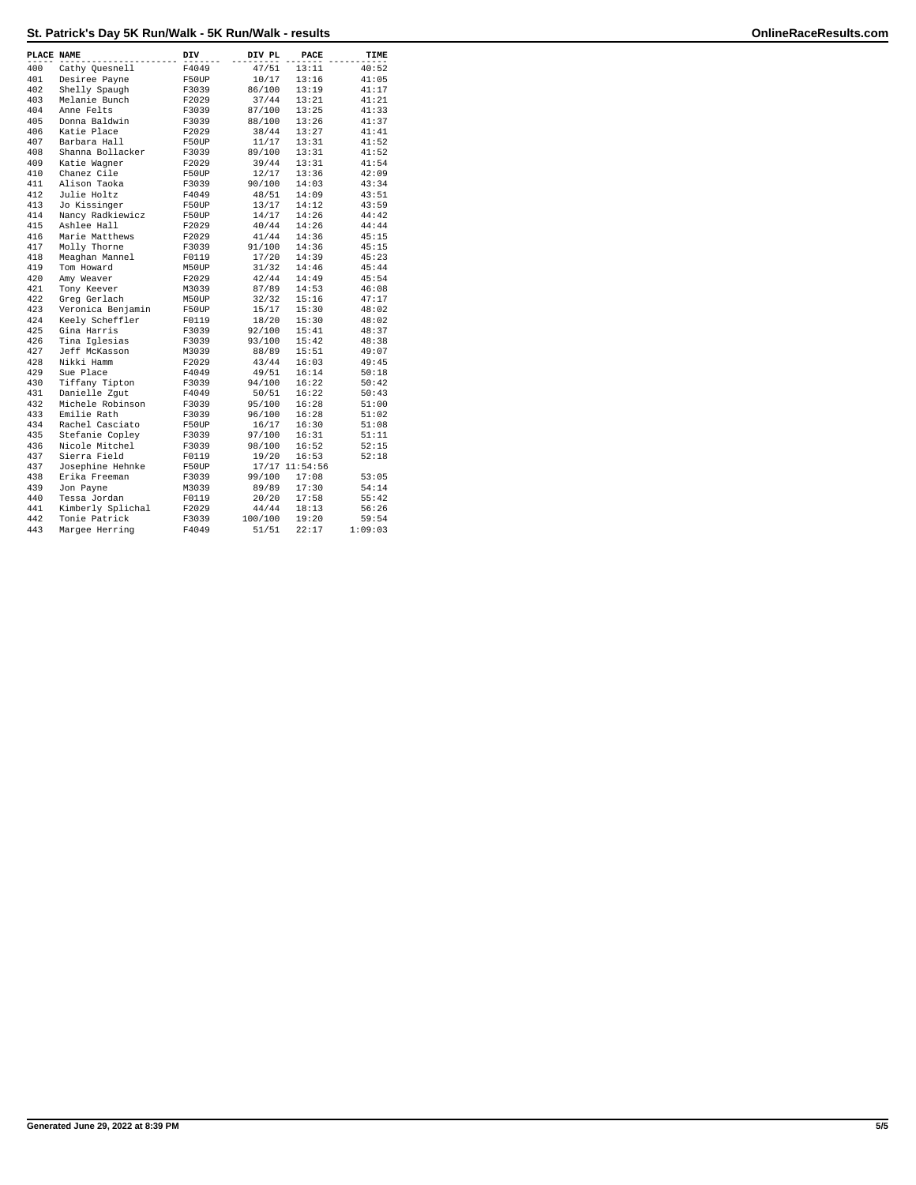| PLACE | NAME | DIV | DIV PL | PACE | TIME |
|---|---|---|---|---|---|
| 400 | Cathy Quesnell | F4049 | 47/51 | 13:11 | 40:52 |
| 401 | Desiree Payne | F50UP | 10/17 | 13:16 | 41:05 |
| 402 | Shelly Spaugh | F3039 | 86/100 | 13:19 | 41:17 |
| 403 | Melanie Bunch | F2029 | 37/44 | 13:21 | 41:21 |
| 404 | Anne Felts | F3039 | 87/100 | 13:25 | 41:33 |
| 405 | Donna Baldwin | F3039 | 88/100 | 13:26 | 41:37 |
| 406 | Katie Place | F2029 | 38/44 | 13:27 | 41:41 |
| 407 | Barbara Hall | F50UP | 11/17 | 13:31 | 41:52 |
| 408 | Shanna Bollacker | F3039 | 89/100 | 13:31 | 41:52 |
| 409 | Katie Wagner | F2029 | 39/44 | 13:31 | 41:54 |
| 410 | Chanez Cile | F50UP | 12/17 | 13:36 | 42:09 |
| 411 | Alison Taoka | F3039 | 90/100 | 14:03 | 43:34 |
| 412 | Julie Holtz | F4049 | 48/51 | 14:09 | 43:51 |
| 413 | Jo Kissinger | F50UP | 13/17 | 14:12 | 43:59 |
| 414 | Nancy Radkiewicz | F50UP | 14/17 | 14:26 | 44:42 |
| 415 | Ashlee Hall | F2029 | 40/44 | 14:26 | 44:44 |
| 416 | Marie Matthews | F2029 | 41/44 | 14:36 | 45:15 |
| 417 | Molly Thorne | F3039 | 91/100 | 14:36 | 45:15 |
| 418 | Meaghan Mannel | F0119 | 17/20 | 14:39 | 45:23 |
| 419 | Tom Howard | M50UP | 31/32 | 14:46 | 45:44 |
| 420 | Amy Weaver | F2029 | 42/44 | 14:49 | 45:54 |
| 421 | Tony Keever | M3039 | 87/89 | 14:53 | 46:08 |
| 422 | Greg Gerlach | M50UP | 32/32 | 15:16 | 47:17 |
| 423 | Veronica Benjamin | F50UP | 15/17 | 15:30 | 48:02 |
| 424 | Keely Scheffler | F0119 | 18/20 | 15:30 | 48:02 |
| 425 | Gina Harris | F3039 | 92/100 | 15:41 | 48:37 |
| 426 | Tina Iglesias | F3039 | 93/100 | 15:42 | 48:38 |
| 427 | Jeff McKasson | M3039 | 88/89 | 15:51 | 49:07 |
| 428 | Nikki Hamm | F2029 | 43/44 | 16:03 | 49:45 |
| 429 | Sue Place | F4049 | 49/51 | 16:14 | 50:18 |
| 430 | Tiffany Tipton | F3039 | 94/100 | 16:22 | 50:42 |
| 431 | Danielle Zgut | F4049 | 50/51 | 16:22 | 50:43 |
| 432 | Michele Robinson | F3039 | 95/100 | 16:28 | 51:00 |
| 433 | Emilie Rath | F3039 | 96/100 | 16:28 | 51:02 |
| 434 | Rachel Casciato | F50UP | 16/17 | 16:30 | 51:08 |
| 435 | Stefanie Copley | F3039 | 97/100 | 16:31 | 51:11 |
| 436 | Nicole Mitchel | F3039 | 98/100 | 16:52 | 52:15 |
| 437 | Sierra Field | F0119 | 19/20 | 16:53 | 52:18 |
| 437 | Josephine Hehnke | F50UP | 17/17 | 11:54:56 | |
| 438 | Erika Freeman | F3039 | 99/100 | 17:08 | 53:05 |
| 439 | Jon Payne | M3039 | 89/89 | 17:30 | 54:14 |
| 440 | Tessa Jordan | F0119 | 20/20 | 17:58 | 55:42 |
| 441 | Kimberly Splichal | F2029 | 44/44 | 18:13 | 56:26 |
| 442 | Tonie Patrick | F3039 | 100/100 | 19:20 | 59:54 |
| 443 | Margee Herring | F4049 | 51/51 | 22:17 | 1:09:03 |